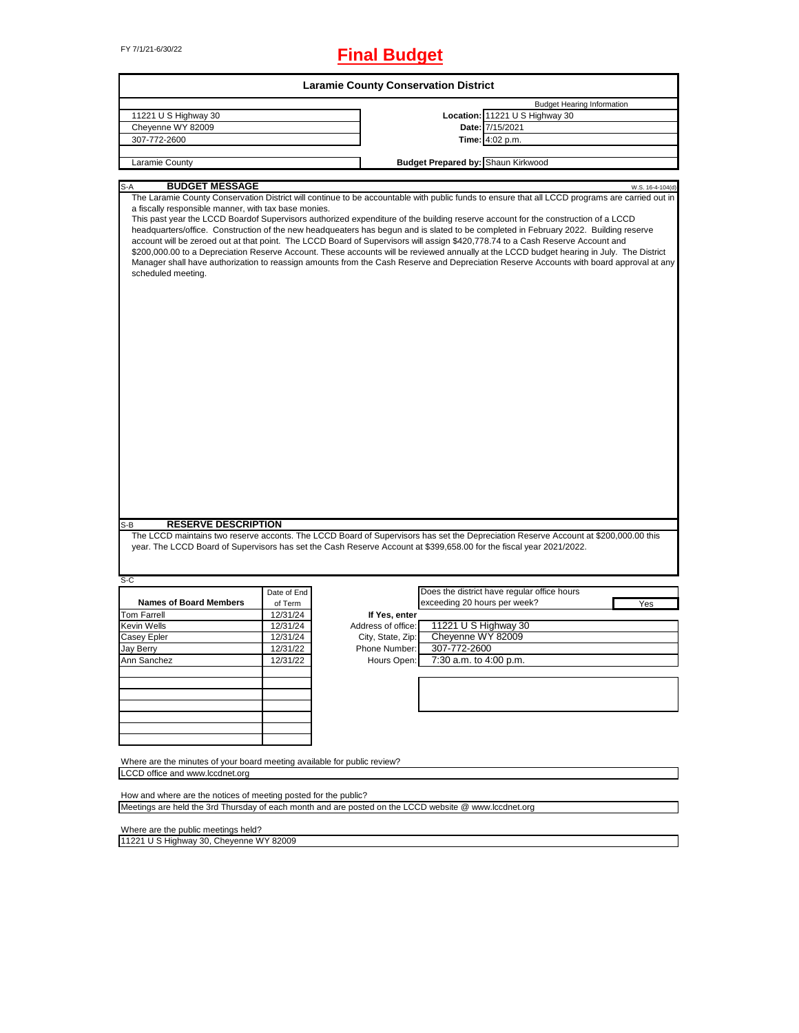FY 7/1/21-6/30/22

# Final Budget

## Laramie County Conservation District

| | | |
|---|---|---|
| | | Budget Hearing Information |
| 11221 U S Highway 30 | **Location:** | 11221 U S Highway 30 |
| Cheyenne WY 82009 | **Date:** | 7/15/2021 |
| 307-772-2600 | **Time:** | 4:02 p.m. |
| | | |
| Laramie County | **Budget Prepared by:** | Shaun Kirkwood |

### S-A BUDGET MESSAGE

W.S. 16-4-104(d)

The Laramie County Conservation District will continue to be accountable with public funds to ensure that all LCCD programs are carried out in a fiscally responsible manner, with tax base monies.

This past year the LCCD Boardof Supervisors authorized expenditure of the building reserve account for the construction of a LCCD headquarters/office. Construction of the new headqueaters has begun and is slated to be completed in February 2022. Building reserve account will be zeroed out at that point. The LCCD Board of Supervisors will assign $420,778.74 to a Cash Reserve Account and $200,000.00 to a Depreciation Reserve Account. These accounts will be reviewed annually at the LCCD budget hearing in July. The District Manager shall have authorization to reassign amounts from the Cash Reserve and Depreciation Reserve Accounts with board approval at any scheduled meeting.

### S-B RESERVE DESCRIPTION

The LCCD maintains two reserve acconts. The LCCD Board of Supervisors has set the Depreciation Reserve Account at $200,000.00 this year. The LCCD Board of Supervisors has set the Cash Reserve Account at $399,658.00 for the fiscal year 2021/2022.

### S-C

| Names of Board Members | Date of End of Term |
|---|---|
| Tom Farrell | 12/31/24 |
| Kevin Wells | 12/31/24 |
| Casey Epler | 12/31/24 |
| Jay Berry | 12/31/22 |
| Ann Sanchez | 12/31/22 |

Does the district have regular office hours exceeding 20 hours per week? **Yes**

If Yes, enter

| | |
|---|---|
| Address of office: | 11221 U S Highway 30 |
| City, State, Zip: | Cheyenne WY 82009 |
| Phone Number: | 307-772-2600 |
| Hours Open: | 7:30 a.m. to 4:00 p.m. |

Where are the minutes of your board meeting available for public review?

LCCD office and www.lccdnet.org

How and where are the notices of meeting posted for the public?

Meetings are held the 3rd Thursday of each month and are posted on the LCCD website @ www.lccdnet.org

Where are the public meetings held?

11221 U S Highway 30, Cheyenne WY 82009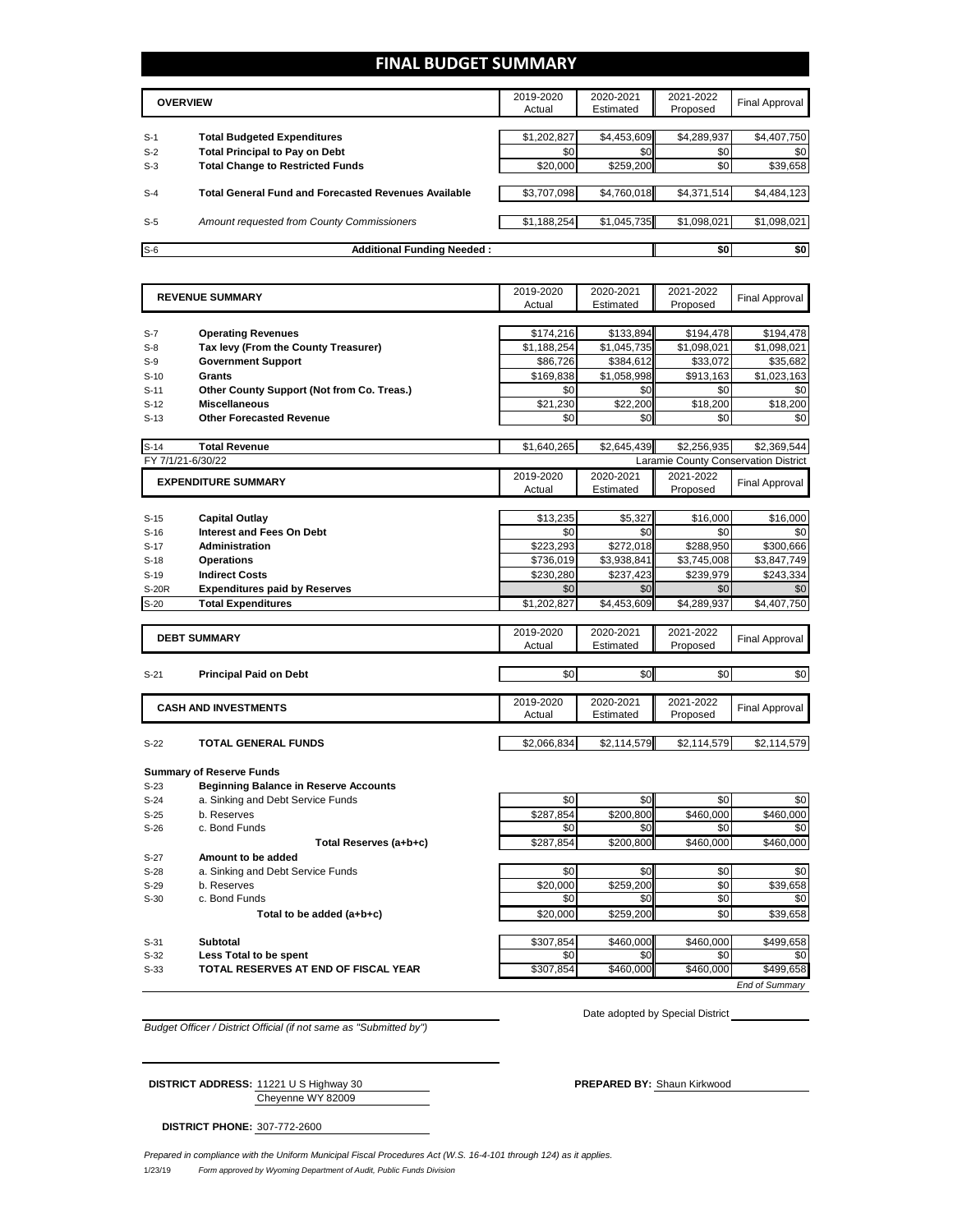# FINAL BUDGET SUMMARY

| | OVERVIEW | 2019-2020 Actual | 2020-2021 Estimated | 2021-2022 Proposed | Final Approval |
|---|---|---|---|---|---|
| S-1 | **Total Budgeted Expenditures** | $1,202,827 | $4,453,609 | $4,289,937 | $4,407,750 |
| S-2 | **Total Principal to Pay on Debt** | $0 | $0 | $0 | $0 |
| S-3 | **Total Change to Restricted Funds** | $20,000 | $259,200 | $0 | $39,658 |
| S-4 | **Total General Fund and Forecasted Revenues Available** | $3,707,098 | $4,760,018 | $4,371,514 | $4,484,123 |
| S-5 | *Amount requested from County Commissioners* | $1,188,254 | $1,045,735 | $1,098,021 | $1,098,021 |
| S-6 | **Additional Funding Needed :** | | | $0 | $0 |

| | REVENUE SUMMARY | 2019-2020 Actual | 2020-2021 Estimated | 2021-2022 Proposed | Final Approval |
|---|---|---|---|---|---|
| S-7 | **Operating Revenues** | $174,216 | $133,894 | $194,478 | $194,478 |
| S-8 | **Tax levy (From the County Treasurer)** | $1,188,254 | $1,045,735 | $1,098,021 | $1,098,021 |
| S-9 | **Government Support** | $86,726 | $384,612 | $33,072 | $35,682 |
| S-10 | **Grants** | $169,838 | $1,058,998 | $913,163 | $1,023,163 |
| S-11 | **Other County Support (Not from Co. Treas.)** | $0 | $0 | $0 | $0 |
| S-12 | **Miscellaneous** | $21,230 | $22,200 | $18,200 | $18,200 |
| S-13 | **Other Forecasted Revenue** | $0 | $0 | $0 | $0 |
| S-14 | **Total Revenue** | $1,640,265 | $2,645,439 | $2,256,935 | $2,369,544 |

FY 7/1/21-6/30/22 — Laramie County Conservation District

| | EXPENDITURE SUMMARY | 2019-2020 Actual | 2020-2021 Estimated | 2021-2022 Proposed | Final Approval |
|---|---|---|---|---|---|
| S-15 | **Capital Outlay** | $13,235 | $5,327 | $16,000 | $16,000 |
| S-16 | **Interest and Fees On Debt** | $0 | $0 | $0 | $0 |
| S-17 | **Administration** | $223,293 | $272,018 | $288,950 | $300,666 |
| S-18 | **Operations** | $736,019 | $3,938,841 | $3,745,008 | $3,847,749 |
| S-19 | **Indirect Costs** | $230,280 | $237,423 | $239,979 | $243,334 |
| S-20R | **Expenditures paid by Reserves** | $0 | $0 | $0 | $0 |
| S-20 | **Total Expenditures** | $1,202,827 | $4,453,609 | $4,289,937 | $4,407,750 |

| | DEBT SUMMARY | 2019-2020 Actual | 2020-2021 Estimated | 2021-2022 Proposed | Final Approval |
|---|---|---|---|---|---|
| S-21 | **Principal Paid on Debt** | $0 | $0 | $0 | $0 |

| | CASH AND INVESTMENTS | 2019-2020 Actual | 2020-2021 Estimated | 2021-2022 Proposed | Final Approval |
|---|---|---|---|---|---|
| S-22 | **TOTAL GENERAL FUNDS** | $2,066,834 | $2,114,579 | $2,114,579 | $2,114,579 |

**Summary of Reserve Funds**

| | | 2019-2020 Actual | 2020-2021 Estimated | 2021-2022 Proposed | Final Approval |
|---|---|---|---|---|---|
| S-23 | **Beginning Balance in Reserve Accounts** | | | | |
| S-24 | a. Sinking and Debt Service Funds | $0 | $0 | $0 | $0 |
| S-25 | b. Reserves | $287,854 | $200,800 | $460,000 | $460,000 |
| S-26 | c. Bond Funds | $0 | $0 | $0 | $0 |
| | **Total Reserves (a+b+c)** | $287,854 | $200,800 | $460,000 | $460,000 |
| S-27 | **Amount to be added** | | | | |
| S-28 | a. Sinking and Debt Service Funds | $0 | $0 | $0 | $0 |
| S-29 | b. Reserves | $20,000 | $259,200 | $0 | $39,658 |
| S-30 | c. Bond Funds | $0 | $0 | $0 | $0 |
| | **Total to be added (a+b+c)** | $20,000 | $259,200 | $0 | $39,658 |
| S-31 | **Subtotal** | $307,854 | $460,000 | $460,000 | $499,658 |
| S-32 | **Less Total to be spent** | $0 | $0 | $0 | $0 |
| S-33 | **TOTAL RESERVES AT END OF FISCAL YEAR** | $307,854 | $460,000 | $460,000 | $499,658 |

*End of Summary*

*Budget Officer / District Official (if not same as "Submitted by")*

Date adopted by Special District

**DISTRICT ADDRESS:** 11221 U S Highway 30
Cheyenne WY 82009

**PREPARED BY:** Shaun Kirkwood

**DISTRICT PHONE:** 307-772-2600

*Prepared in compliance with the Uniform Municipal Fiscal Procedures Act (W.S. 16-4-101 through 124) as it applies.*

1/23/19 *Form approved by Wyoming Department of Audit, Public Funds Division*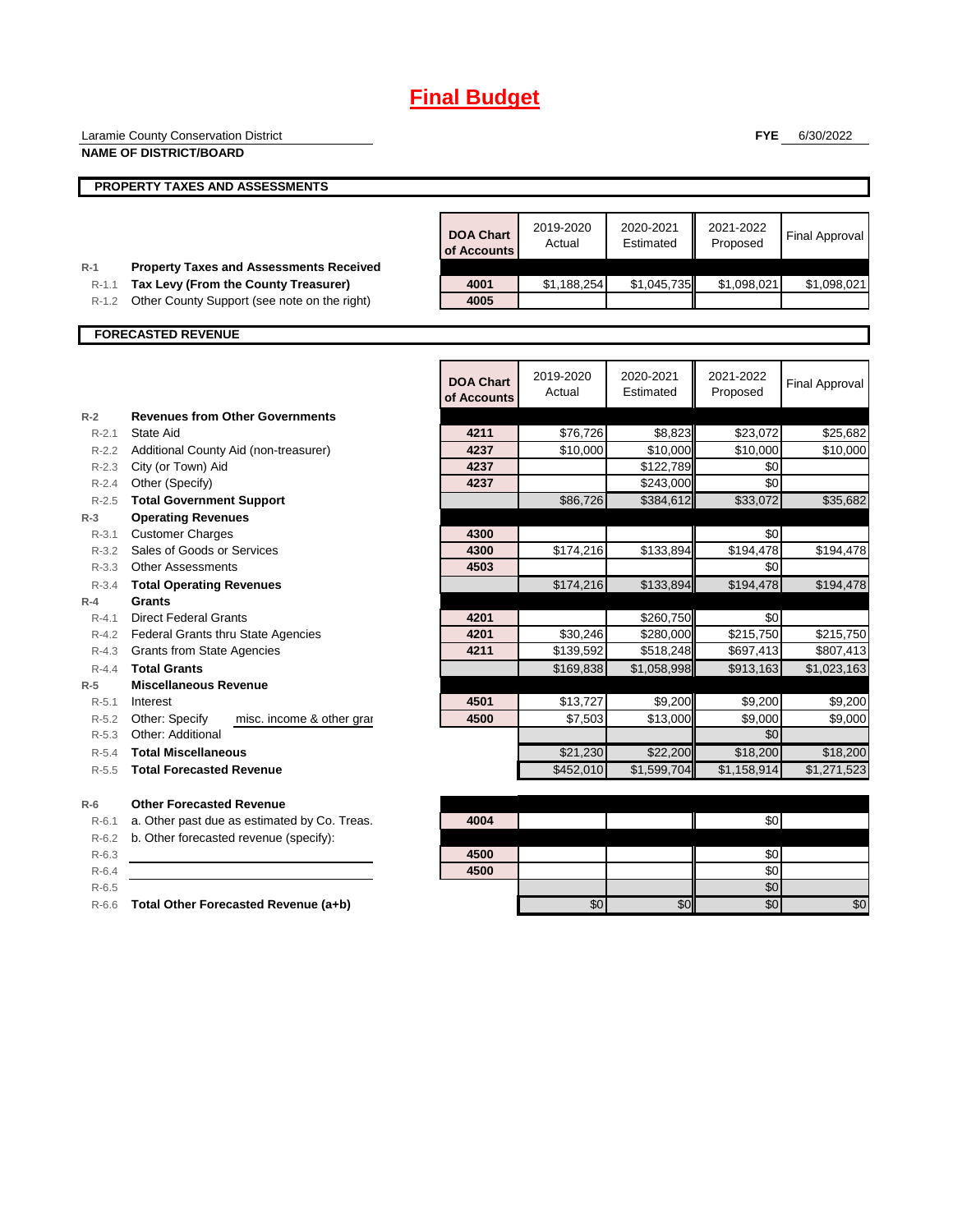# Final Budget

Laramie County Conservation District
**NAME OF DISTRICT/BOARD**

**FYE** 6/30/2022

## PROPERTY TAXES AND ASSESSMENTS

| | | DOA Chart of Accounts | 2019-2020 Actual | 2020-2021 Estimated | 2021-2022 Proposed | Final Approval |
|---|---|---|---|---|---|---|
| R-1 | **Property Taxes and Assessments Received** | | | | | |
| R-1.1 | **Tax Levy (From the County Treasurer)** | 4001 | $1,188,254 | $1,045,735 | $1,098,021 | $1,098,021 |
| R-1.2 | Other County Support (see note on the right) | 4005 | | | | |

## FORECASTED REVENUE

| | | DOA Chart of Accounts | 2019-2020 Actual | 2020-2021 Estimated | 2021-2022 Proposed | Final Approval |
|---|---|---|---|---|---|---|
| R-2 | **Revenues from Other Governments** | | | | | |
| R-2.1 | State Aid | 4211 | $76,726 | $8,823 | $23,072 | $25,682 |
| R-2.2 | Additional County Aid (non-treasurer) | 4237 | $10,000 | $10,000 | $10,000 | $10,000 |
| R-2.3 | City (or Town) Aid | 4237 | | $122,789 | $0 | |
| R-2.4 | Other (Specify) | 4237 | | $243,000 | $0 | |
| R-2.5 | **Total Government Support** | | $86,726 | $384,612 | $33,072 | $35,682 |
| R-3 | **Operating Revenues** | | | | | |
| R-3.1 | Customer Charges | 4300 | | | $0 | |
| R-3.2 | Sales of Goods or Services | 4300 | $174,216 | $133,894 | $194,478 | $194,478 |
| R-3.3 | Other Assessments | 4503 | | | $0 | |
| R-3.4 | **Total Operating Revenues** | | $174,216 | $133,894 | $194,478 | $194,478 |
| R-4 | **Grants** | | | | | |
| R-4.1 | Direct Federal Grants | 4201 | | $260,750 | $0 | |
| R-4.2 | Federal Grants thru State Agencies | 4201 | $30,246 | $280,000 | $215,750 | $215,750 |
| R-4.3 | Grants from State Agencies | 4211 | $139,592 | $518,248 | $697,413 | $807,413 |
| R-4.4 | **Total Grants** | | $169,838 | $1,058,998 | $913,163 | $1,023,163 |
| R-5 | **Miscellaneous Revenue** | | | | | |
| R-5.1 | Interest | 4501 | $13,727 | $9,200 | $9,200 | $9,200 |
| R-5.2 | Other: Specify misc. income & other grar | 4500 | $7,503 | $13,000 | $9,000 | $9,000 |
| R-5.3 | Other: Additional | | | | $0 | |
| R-5.4 | **Total Miscellaneous** | | $21,230 | $22,200 | $18,200 | $18,200 |
| R-5.5 | **Total Forecasted Revenue** | | $452,010 | $1,599,704 | $1,158,914 | $1,271,523 |
| R-6 | **Other Forecasted Revenue** | | | | | |
| R-6.1 | a. Other past due as estimated by Co. Treas. | 4004 | | | $0 | |
| R-6.2 | b. Other forecasted revenue (specify): | | | | | |
| R-6.3 | | 4500 | | | $0 | |
| R-6.4 | | 4500 | | | $0 | |
| R-6.5 | | | | | $0 | |
| R-6.6 | **Total Other Forecasted Revenue (a+b)** | | $0 | $0 | $0 | $0 |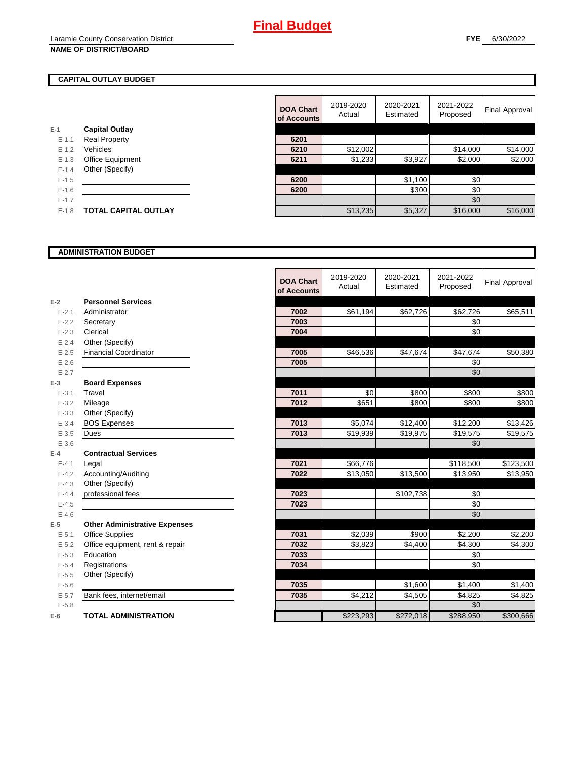# Final Budget

Laramie County Conservation District
**NAME OF DISTRICT/BOARD**

**FYE** 6/30/2022

## CAPITAL OUTLAY BUDGET

| | | DOA Chart of Accounts | 2019-2020 Actual | 2020-2021 Estimated | 2021-2022 Proposed | Final Approval |
|---|---|---|---|---|---|---|
| E-1 | **Capital Outlay** | | | | | |
| E-1.1 | Real Property | 6201 | | | | |
| E-1.2 | Vehicles | 6210 | $12,002 | | $14,000 | $14,000 |
| E-1.3 | Office Equipment | 6211 | $1,233 | $3,927 | $2,000 | $2,000 |
| E-1.4 | Other (Specify) | | | | | |
| E-1.5 | | 6200 | | $1,100 | $0 | |
| E-1.6 | | 6200 | | $300 | $0 | |
| E-1.7 | | | | | $0 | |
| E-1.8 | **TOTAL CAPITAL OUTLAY** | | $13,235 | $5,327 | $16,000 | $16,000 |

## ADMINISTRATION BUDGET

| | | DOA Chart of Accounts | 2019-2020 Actual | 2020-2021 Estimated | 2021-2022 Proposed | Final Approval |
|---|---|---|---|---|---|---|
| E-2 | **Personnel Services** | | | | | |
| E-2.1 | Administrator | 7002 | $61,194 | $62,726 | $62,726 | $65,511 |
| E-2.2 | Secretary | 7003 | | | $0 | |
| E-2.3 | Clerical | 7004 | | | $0 | |
| E-2.4 | Other (Specify) | | | | | |
| E-2.5 | Financial Coordinator | 7005 | $46,536 | $47,674 | $47,674 | $50,380 |
| E-2.6 | | 7005 | | | $0 | |
| E-2.7 | | | | | $0 | |
| E-3 | **Board Expenses** | | | | | |
| E-3.1 | Travel | 7011 | $0 | $800 | $800 | $800 |
| E-3.2 | Mileage | 7012 | $651 | $800 | $800 | $800 |
| E-3.3 | Other (Specify) | | | | | |
| E-3.4 | BOS Expenses | 7013 | $5,074 | $12,400 | $12,200 | $13,426 |
| E-3.5 | Dues | 7013 | $19,939 | $19,975 | $19,575 | $19,575 |
| E-3.6 | | | | | $0 | |
| E-4 | **Contractual Services** | | | | | |
| E-4.1 | Legal | 7021 | $66,776 | | $118,500 | $123,500 |
| E-4.2 | Accounting/Auditing | 7022 | $13,050 | $13,500 | $13,950 | $13,950 |
| E-4.3 | Other (Specify) | | | | | |
| E-4.4 | professional fees | 7023 | | $102,738 | $0 | |
| E-4.5 | | 7023 | | | $0 | |
| E-4.6 | | | | | $0 | |
| E-5 | **Other Administrative Expenses** | | | | | |
| E-5.1 | Office Supplies | 7031 | $2,039 | $900 | $2,200 | $2,200 |
| E-5.2 | Office equipment, rent & repair | 7032 | $3,823 | $4,400 | $4,300 | $4,300 |
| E-5.3 | Education | 7033 | | | $0 | |
| E-5.4 | Registrations | 7034 | | | $0 | |
| E-5.5 | Other (Specify) | | | | | |
| E-5.6 | | 7035 | | $1,600 | $1,400 | $1,400 |
| E-5.7 | Bank fees, internet/email | 7035 | $4,212 | $4,505 | $4,825 | $4,825 |
| E-5.8 | | | | | $0 | |
| E-6 | **TOTAL ADMINISTRATION** | | $223,293 | $272,018 | $288,950 | $300,666 |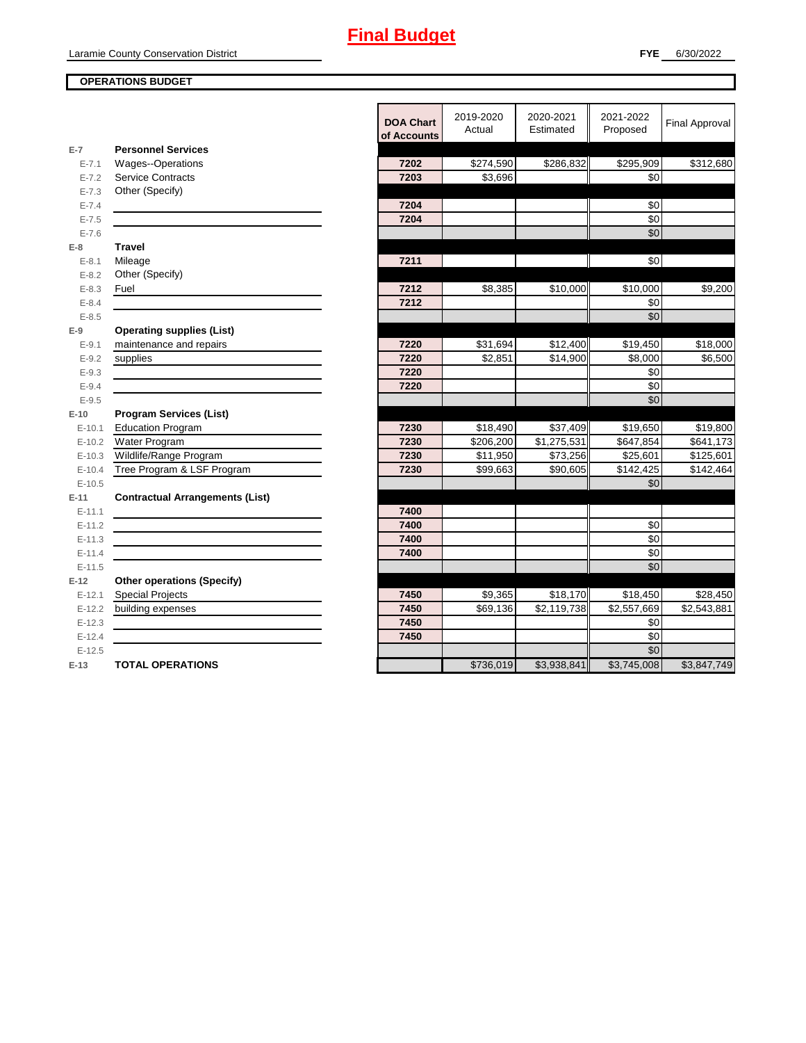# Final Budget

Laramie County Conservation District

**FYE** 6/30/2022

**OPERATIONS BUDGET**

| | | DOA Chart of Accounts | 2019-2020 Actual | 2020-2021 Estimated | 2021-2022 Proposed | Final Approval |
|---|---|---|---|---|---|---|
| **E-7** | **Personnel Services** | | | | | |
| E-7.1 | Wages--Operations | 7202 | $274,590 | $286,832 | $295,909 | $312,680 |
| E-7.2 | Service Contracts | 7203 | $3,696 | | $0 | |
| E-7.3 | Other (Specify) | | | | | |
| E-7.4 | | 7204 | | | $0 | |
| E-7.5 | | 7204 | | | $0 | |
| E-7.6 | | | | | $0 | |
| **E-8** | **Travel** | | | | | |
| E-8.1 | Mileage | 7211 | | | $0 | |
| E-8.2 | Other (Specify) | | | | | |
| E-8.3 | Fuel | 7212 | $8,385 | $10,000 | $10,000 | $9,200 |
| E-8.4 | | 7212 | | | $0 | |
| E-8.5 | | | | | $0 | |
| **E-9** | **Operating supplies (List)** | | | | | |
| E-9.1 | maintenance and repairs | 7220 | $31,694 | $12,400 | $19,450 | $18,000 |
| E-9.2 | supplies | 7220 | $2,851 | $14,900 | $8,000 | $6,500 |
| E-9.3 | | 7220 | | | $0 | |
| E-9.4 | | 7220 | | | $0 | |
| E-9.5 | | | | | $0 | |
| **E-10** | **Program Services (List)** | | | | | |
| E-10.1 | Education Program | 7230 | $18,490 | $37,409 | $19,650 | $19,800 |
| E-10.2 | Water Program | 7230 | $206,200 | $1,275,531 | $647,854 | $641,173 |
| E-10.3 | Wildlife/Range Program | 7230 | $11,950 | $73,256 | $25,601 | $125,601 |
| E-10.4 | Tree Program & LSF Program | 7230 | $99,663 | $90,605 | $142,425 | $142,464 |
| E-10.5 | | | | | $0 | |
| **E-11** | **Contractual Arrangements (List)** | | | | | |
| E-11.1 | | 7400 | | | | |
| E-11.2 | | 7400 | | | $0 | |
| E-11.3 | | 7400 | | | $0 | |
| E-11.4 | | 7400 | | | $0 | |
| E-11.5 | | | | | $0 | |
| **E-12** | **Other operations (Specify)** | | | | | |
| E-12.1 | Special Projects | 7450 | $9,365 | $18,170 | $18,450 | $28,450 |
| E-12.2 | building expenses | 7450 | $69,136 | $2,119,738 | $2,557,669 | $2,543,881 |
| E-12.3 | | 7450 | | | $0 | |
| E-12.4 | | 7450 | | | $0 | |
| E-12.5 | | | | | $0 | |
| **E-13** | **TOTAL OPERATIONS** | | $736,019 | $3,938,841 | $3,745,008 | $3,847,749 |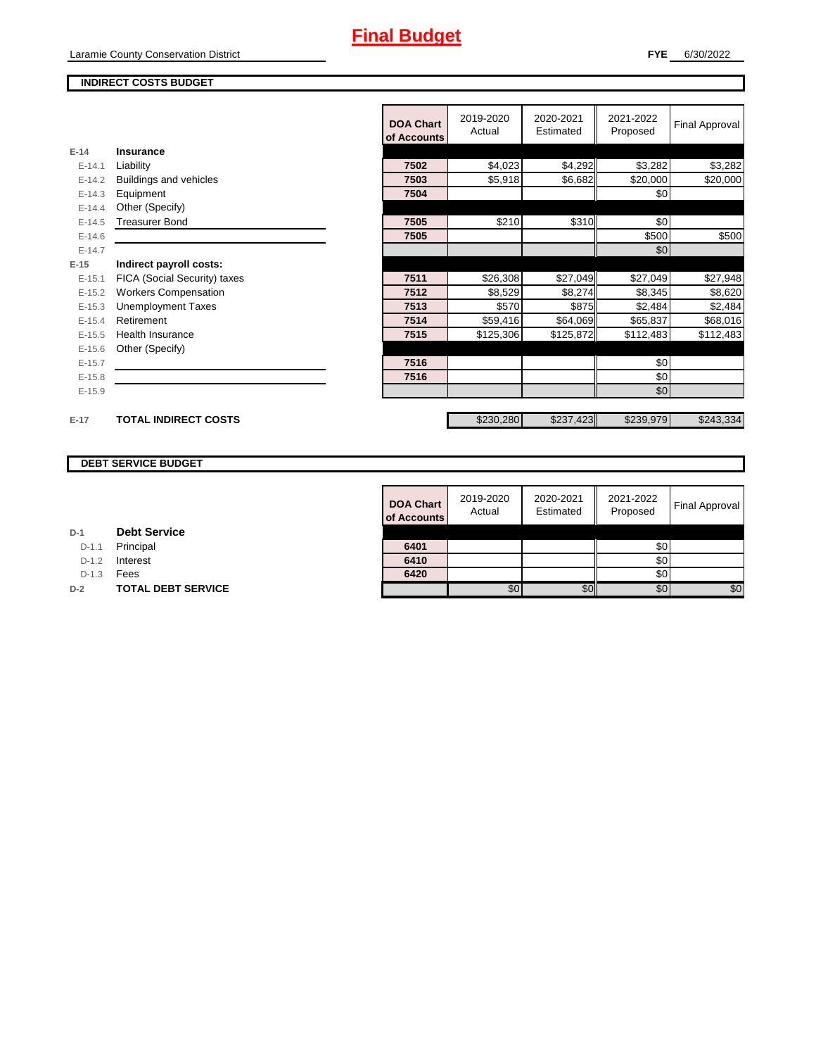# Final Budget

Laramie County Conservation District

**FYE** 6/30/2022

## INDIRECT COSTS BUDGET

| | | DOA Chart of Accounts | 2019-2020 Actual | 2020-2021 Estimated | 2021-2022 Proposed | Final Approval |
|---|---|---|---|---|---|---|
| **E-14** | **Insurance** | | | | | |
| E-14.1 | Liability | 7502 | $4,023 | $4,292 | $3,282 | $3,282 |
| E-14.2 | Buildings and vehicles | 7503 | $5,918 | $6,682 | $20,000 | $20,000 |
| E-14.3 | Equipment | 7504 | | | $0 | |
| E-14.4 | Other (Specify) | | | | | |
| E-14.5 | Treasurer Bond | 7505 | $210 | $310 | $0 | |
| E-14.6 | | 7505 | | | $500 | $500 |
| E-14.7 | | | | | $0 | |
| **E-15** | **Indirect payroll costs:** | | | | | |
| E-15.1 | FICA (Social Security) taxes | 7511 | $26,308 | $27,049 | $27,049 | $27,948 |
| E-15.2 | Workers Compensation | 7512 | $8,529 | $8,274 | $8,345 | $8,620 |
| E-15.3 | Unemployment Taxes | 7513 | $570 | $875 | $2,484 | $2,484 |
| E-15.4 | Retirement | 7514 | $59,416 | $64,069 | $65,837 | $68,016 |
| E-15.5 | Health Insurance | 7515 | $125,306 | $125,872 | $112,483 | $112,483 |
| E-15.6 | Other (Specify) | | | | | |
| E-15.7 | | 7516 | | | $0 | |
| E-15.8 | | 7516 | | | $0 | |
| E-15.9 | | | | | $0 | |
| **E-17** | **TOTAL INDIRECT COSTS** | | $230,280 | $237,423 | $239,979 | $243,334 |

## DEBT SERVICE BUDGET

| | | DOA Chart of Accounts | 2019-2020 Actual | 2020-2021 Estimated | 2021-2022 Proposed | Final Approval |
|---|---|---|---|---|---|---|
| **D-1** | **Debt Service** | | | | | |
| D-1.1 | Principal | 6401 | | | $0 | |
| D-1.2 | Interest | 6410 | | | $0 | |
| D-1.3 | Fees | 6420 | | | $0 | |
| **D-2** | **TOTAL DEBT SERVICE** | | $0 | $0 | $0 | $0 |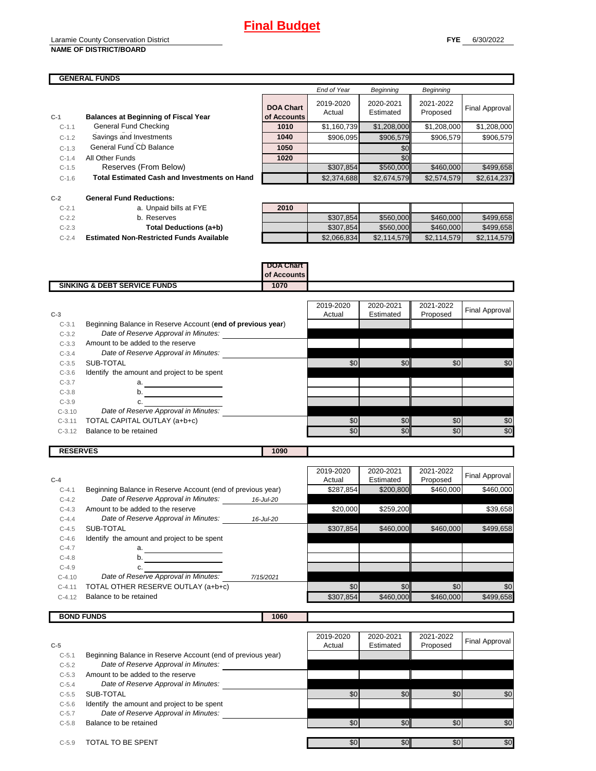# Final Budget

Laramie County Conservation District

**NAME OF DISTRICT/BOARD**

**FYE** 6/30/2022

**GENERAL FUNDS**

| | | DOA Chart of Accounts | End of Year 2019-2020 Actual | Beginning 2020-2021 Estimated | Beginning 2021-2022 Proposed | Final Approval |
|---|---|---|---|---|---|---|
| **C-1** | **Balances at Beginning of Fiscal Year** | | | | | |
| C-1.1 | General Fund Checking | 1010 | $1,160,739 | $1,208,000 | $1,208,000 | $1,208,000 |
| C-1.2 | Savings and Investments | 1040 | $906,095 | $906,579 | $906,579 | $906,579 |
| C-1.3 | General Fund CD Balance | 1050 | | $0 | | |
| C-1.4 | All Other Funds | 1020 | | $0 | | |
| C-1.5 | Reserves (From Below) | | $307,854 | $560,000 | $460,000 | $499,658 |
| C-1.6 | **Total Estimated Cash and Investments on Hand** | | $2,374,688 | $2,674,579 | $2,574,579 | $2,614,237 |
| **C-2** | **General Fund Reductions:** | | | | | |
| C-2.1 | a. Unpaid bills at FYE | 2010 | | | | |
| C-2.2 | b. Reserves | | $307,854 | $560,000 | $460,000 | $499,658 |
| C-2.3 | **Total Deductions (a+b)** | | $307,854 | $560,000 | $460,000 | $499,658 |
| C-2.4 | **Estimated Non-Restricted Funds Available** | | $2,066,834 | $2,114,579 | $2,114,579 | $2,114,579 |

**SINKING & DEBT SERVICE FUNDS** — DOA Chart of Accounts 1070

| **C-3** | | | 2019-2020 Actual | 2020-2021 Estimated | 2021-2022 Proposed | Final Approval |
|---|---|---|---|---|---|---|
| C-3.1 | Beginning Balance in Reserve Account (**end of previous year**) | | | | | |
| C-3.2 | *Date of Reserve Approval in Minutes:* | | | | | |
| C-3.3 | Amount to be added to the reserve | | | | | |
| C-3.4 | *Date of Reserve Approval in Minutes:* | | | | | |
| C-3.5 | SUB-TOTAL | | $0 | $0 | $0 | $0 |
| C-3.6 | Identify the amount and project to be spent | | | | | |
| C-3.7 | a. | | | | | |
| C-3.8 | b. | | | | | |
| C-3.9 | c. | | | | | |
| C-3.10 | *Date of Reserve Approval in Minutes:* | | | | | |
| C-3.11 | TOTAL CAPITAL OUTLAY (a+b+c) | | $0 | $0 | $0 | $0 |
| C-3.12 | Balance to be retained | | $0 | $0 | $0 | $0 |

**RESERVES** — 1090

| **C-4** | | | 2019-2020 Actual | 2020-2021 Estimated | 2021-2022 Proposed | Final Approval |
|---|---|---|---|---|---|---|
| C-4.1 | Beginning Balance in Reserve Account (end of previous year) | | $287,854 | $200,800 | $460,000 | $460,000 |
| C-4.2 | *Date of Reserve Approval in Minutes:* | *16-Jul-20* | | | | |
| C-4.3 | Amount to be added to the reserve | | $20,000 | $259,200 | | $39,658 |
| C-4.4 | *Date of Reserve Approval in Minutes:* | *16-Jul-20* | | | | |
| C-4.5 | SUB-TOTAL | | $307,854 | $460,000 | $460,000 | $499,658 |
| C-4.6 | Identify the amount and project to be spent | | | | | |
| C-4.7 | a. | | | | | |
| C-4.8 | b. | | | | | |
| C-4.9 | c. | | | | | |
| C-4.10 | *Date of Reserve Approval in Minutes:* | *7/15/2021* | | | | |
| C-4.11 | TOTAL OTHER RESERVE OUTLAY (a+b+c) | | $0 | $0 | $0 | $0 |
| C-4.12 | Balance to be retained | | $307,854 | $460,000 | $460,000 | $499,658 |

**BOND FUNDS** — 1060

| **C-5** | | | 2019-2020 Actual | 2020-2021 Estimated | 2021-2022 Proposed | Final Approval |
|---|---|---|---|---|---|---|
| C-5.1 | Beginning Balance in Reserve Account (end of previous year) | | | | | |
| C-5.2 | *Date of Reserve Approval in Minutes:* | | | | | |
| C-5.3 | Amount to be added to the reserve | | | | | |
| C-5.4 | *Date of Reserve Approval in Minutes:* | | | | | |
| C-5.5 | SUB-TOTAL | | $0 | $0 | $0 | $0 |
| C-5.6 | Identify the amount and project to be spent | | | | | |
| C-5.7 | *Date of Reserve Approval in Minutes:* | | | | | |
| C-5.8 | Balance to be retained | | $0 | $0 | $0 | $0 |
| C-5.9 | TOTAL TO BE SPENT | | $0 | $0 | $0 | $0 |